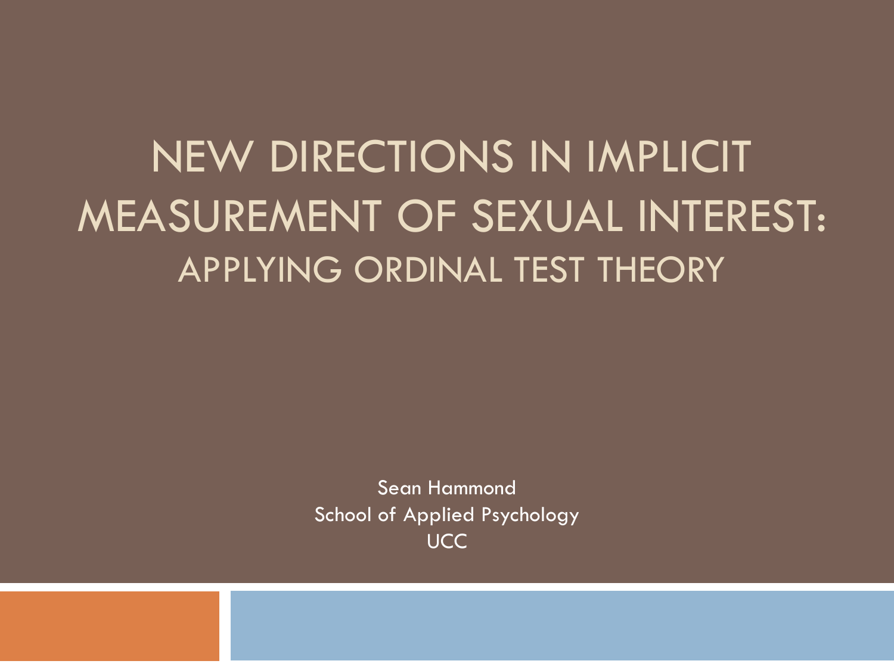# NEW DIRECTIONS IN IMPLICIT MEASUREMENT OF SEXUAL INTEREST:

## APPLYING ORDINAL TEST THEORY

Sean Hammond

School of Applied Psychology

UCC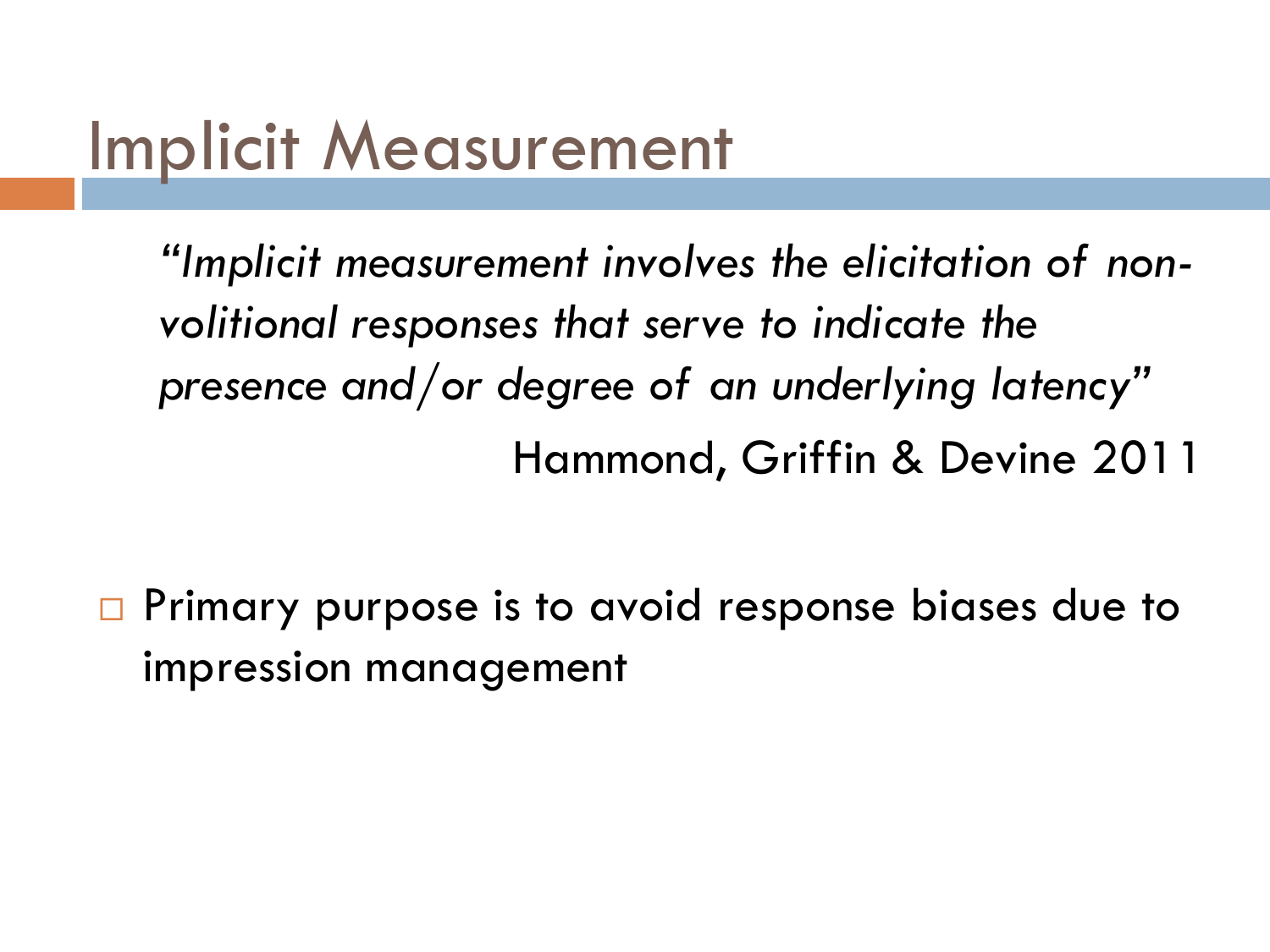# Implicit Measurement

*"Implicit measurement involves the elicitation of non-volitional responses that serve to indicate the presence and/or degree of an underlying latency"*

Hammond, Griffin & Devine 2011

- Primary purpose is to avoid response biases due to impression management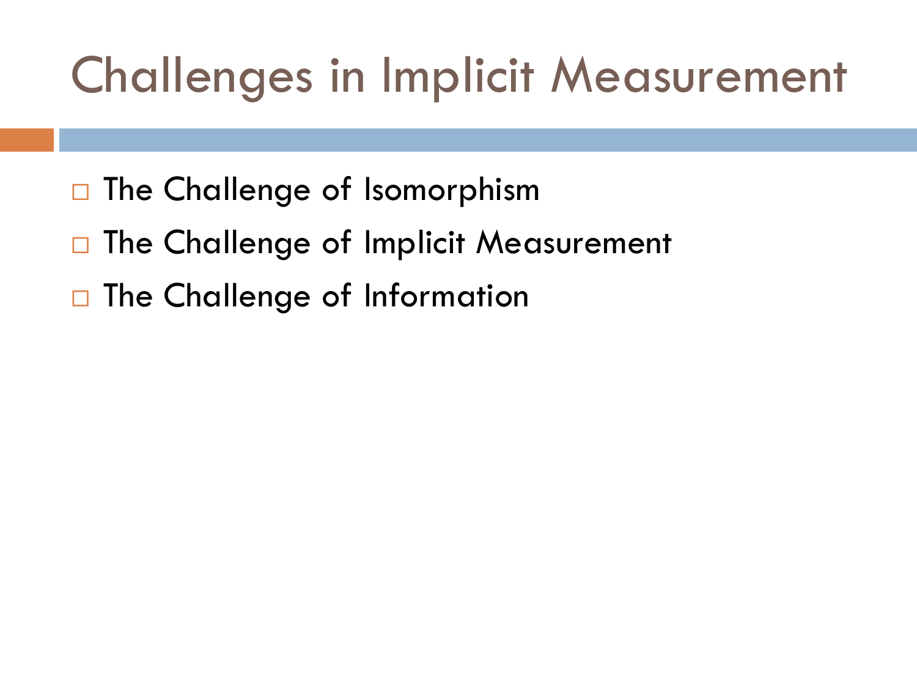# Challenges in Implicit Measurement

- The Challenge of Isomorphism
- The Challenge of Implicit Measurement
- The Challenge of Information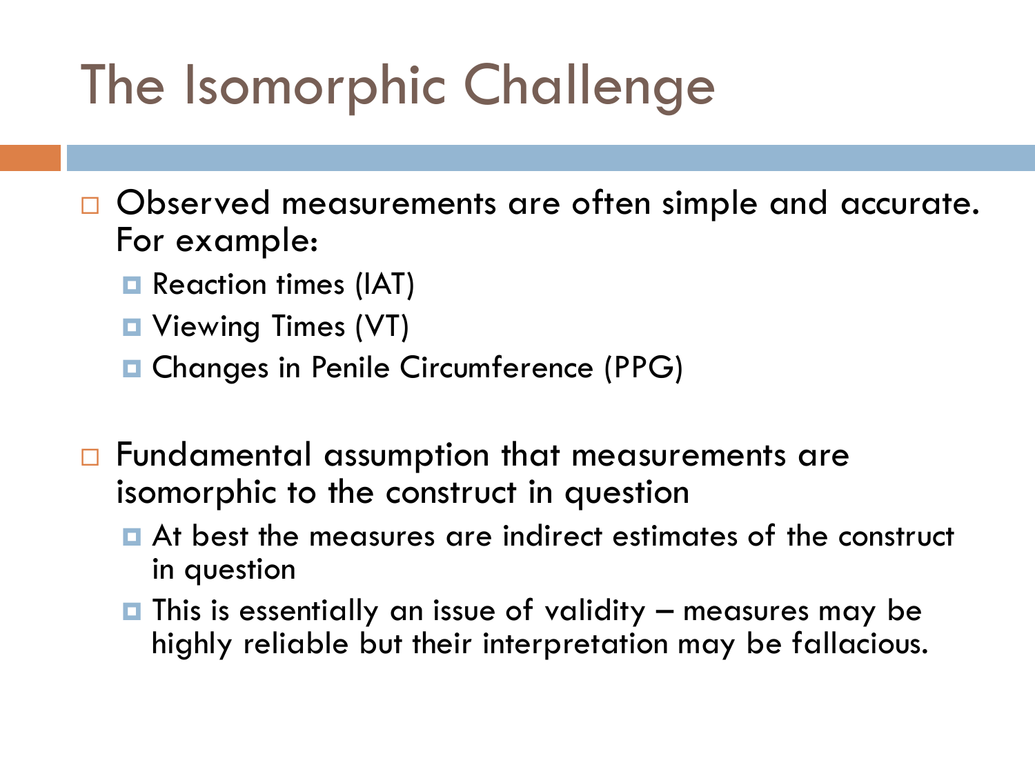# The Isomorphic Challenge

- Observed measurements are often simple and accurate. For example:
  - Reaction times (IAT)
  - Viewing Times (VT)
  - Changes in Penile Circumference (PPG)

- Fundamental assumption that measurements are isomorphic to the construct in question
  - At best the measures are indirect estimates of the construct in question
  - This is essentially an issue of validity – measures may be highly reliable but their interpretation may be fallacious.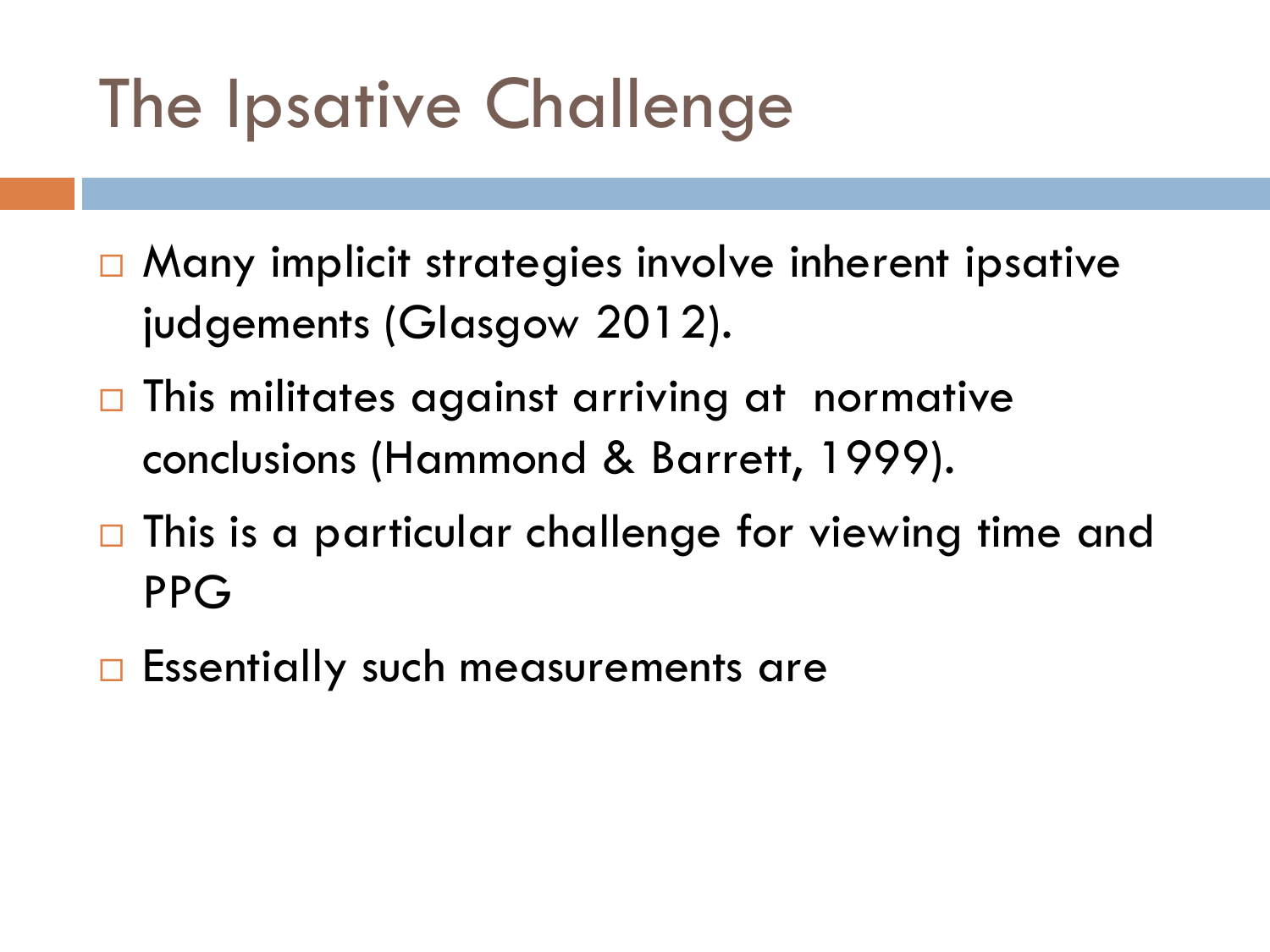# The Ipsative Challenge

- Many implicit strategies involve inherent ipsative judgements (Glasgow 2012).
- This militates against arriving at normative conclusions (Hammond & Barrett, 1999).
- This is a particular challenge for viewing time and PPG
- Essentially such measurements are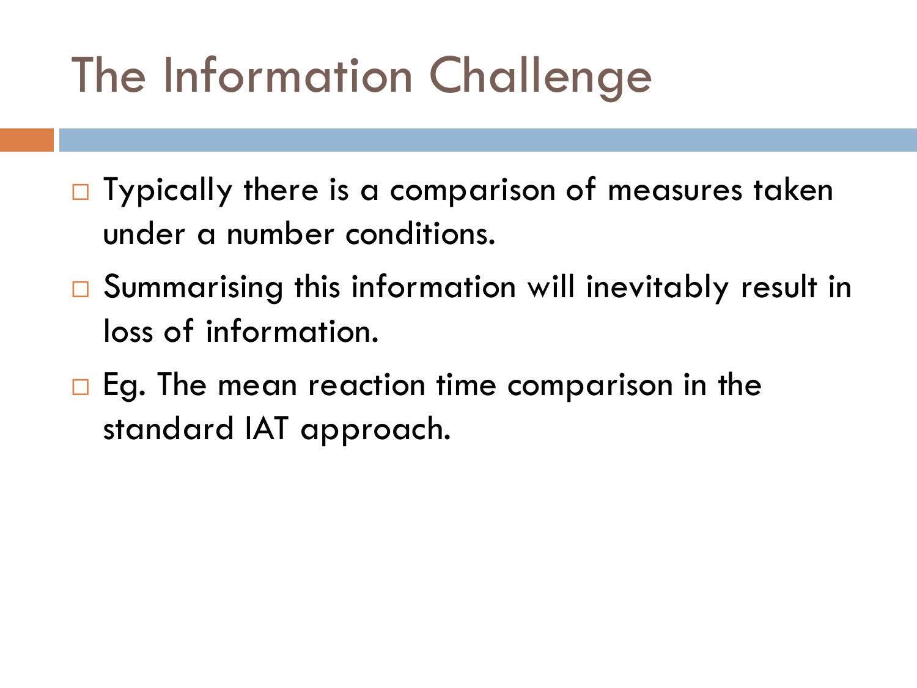# The Information Challenge

- Typically there is a comparison of measures taken under a number conditions.
- Summarising this information will inevitably result in loss of information.
- Eg. The mean reaction time comparison in the standard IAT approach.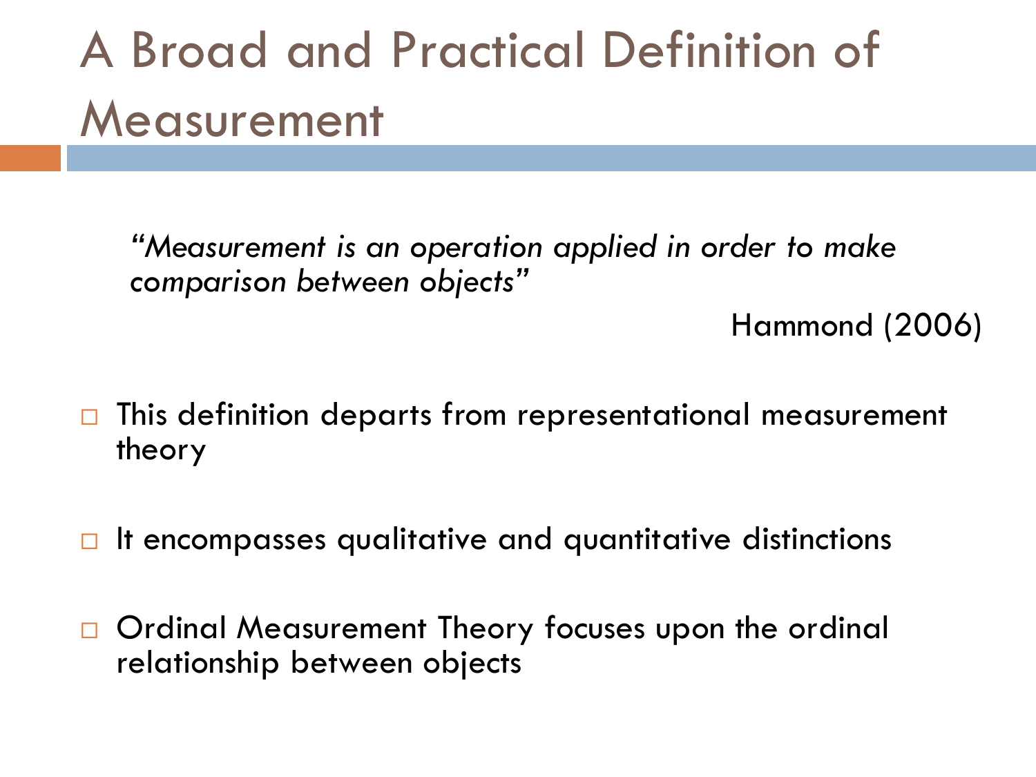# A Broad and Practical Definition of Measurement

> *"Measurement is an operation applied in order to make comparison between objects"*
>
> Hammond (2006)

- This definition departs from representational measurement theory
- It encompasses qualitative and quantitative distinctions
- Ordinal Measurement Theory focuses upon the ordinal relationship between objects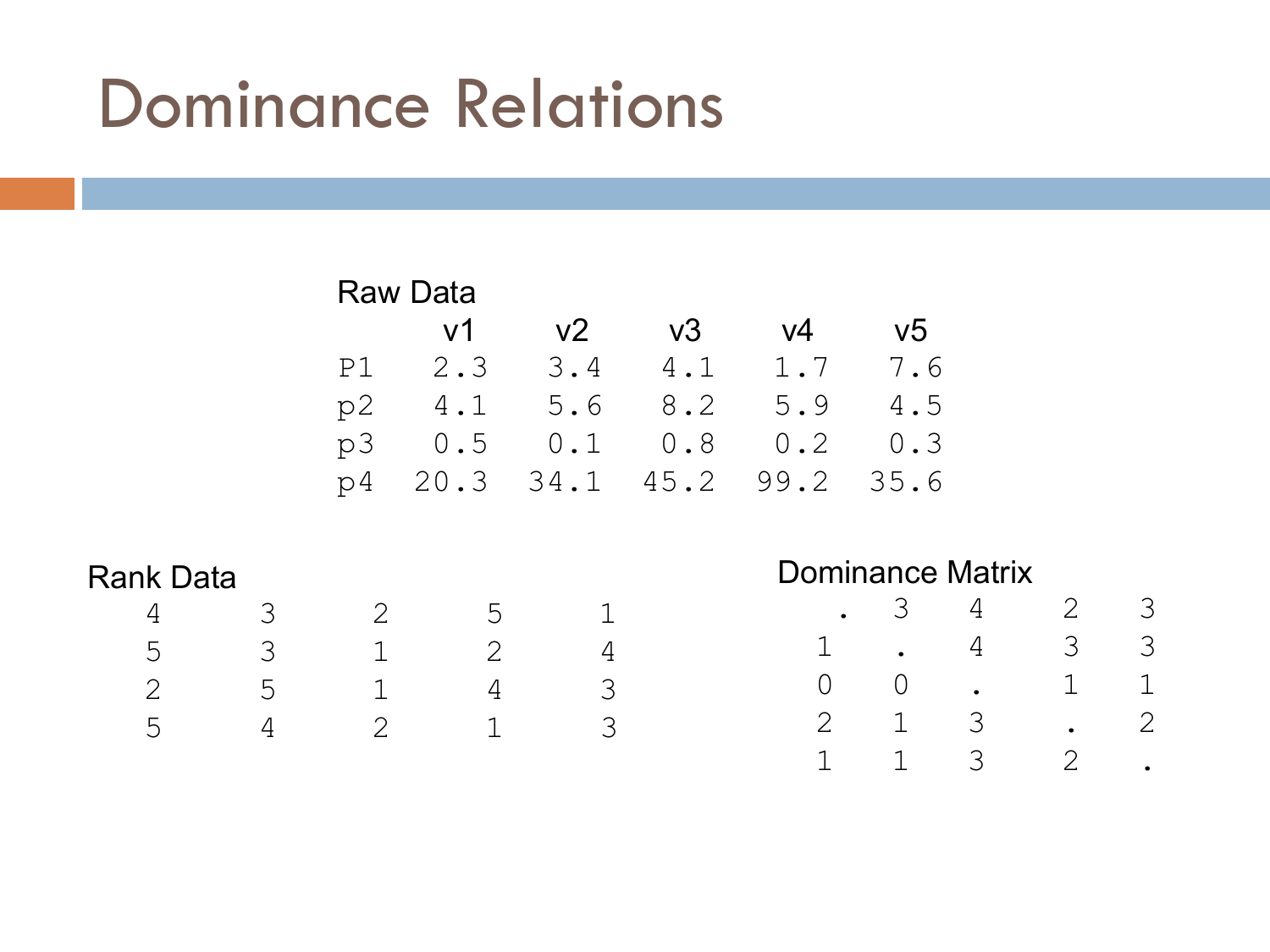# Dominance Relations

**Raw Data**

|  | v1 | v2 | v3 | v4 | v5 |
|---|---|---|---|---|---|
| P1 | 2.3 | 3.4 | 4.1 | 1.7 | 7.6 |
| p2 | 4.1 | 5.6 | 8.2 | 5.9 | 4.5 |
| p3 | 0.5 | 0.1 | 0.8 | 0.2 | 0.3 |
| p4 | 20.3 | 34.1 | 45.2 | 99.2 | 35.6 |

**Rank Data**

| | | | | |
|---|---|---|---|---|
| 4 | 3 | 2 | 5 | 1 |
| 5 | 3 | 1 | 2 | 4 |
| 2 | 5 | 1 | 4 | 3 |
| 5 | 4 | 2 | 1 | 3 |

**Dominance Matrix**

| | | | | |
|---|---|---|---|---|
| . | 3 | 4 | 2 | 3 |
| 1 | . | 4 | 3 | 3 |
| 0 | 0 | . | 1 | 1 |
| 2 | 1 | 3 | . | 2 |
| 1 | 1 | 3 | 2 | . |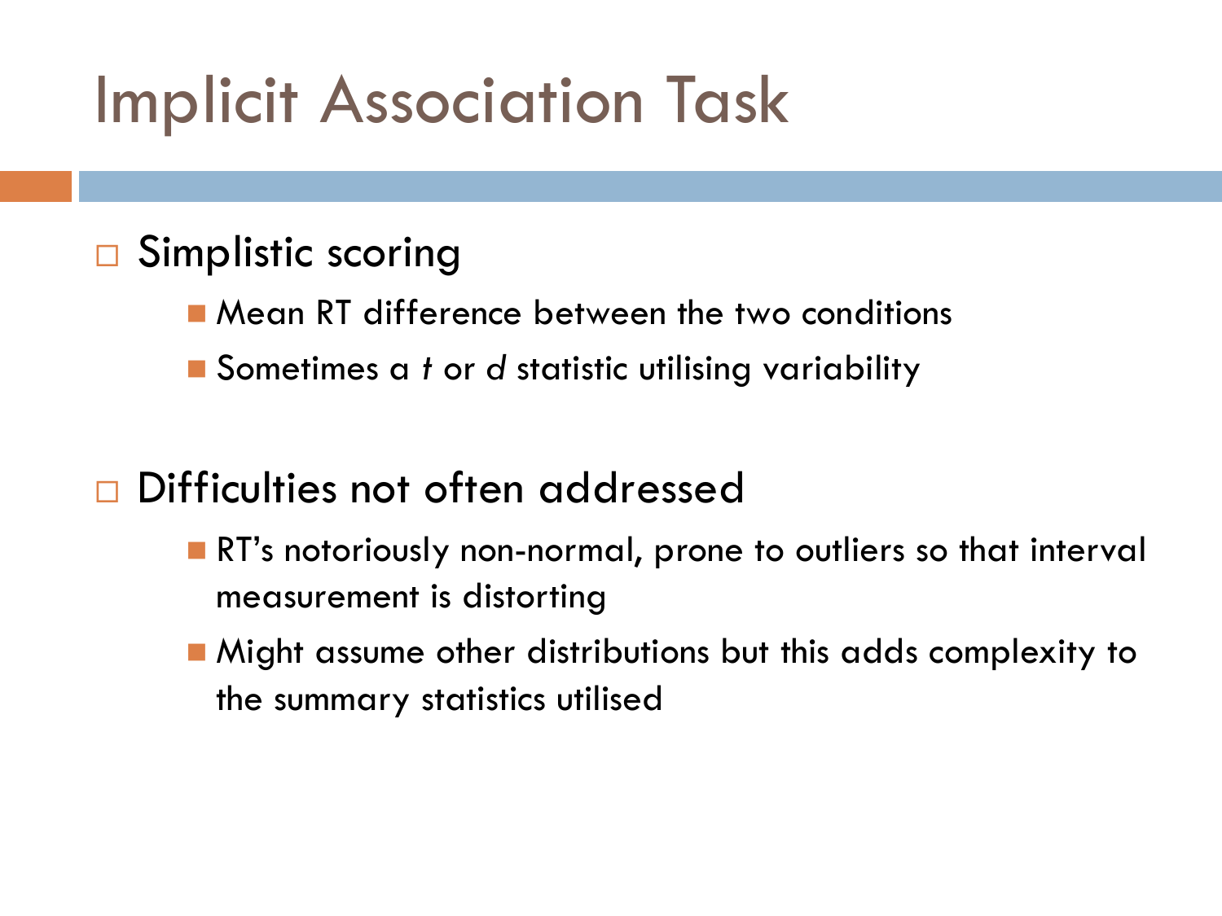# Implicit Association Task

- Simplistic scoring
  - Mean RT difference between the two conditions
  - Sometimes a *t* or *d* statistic utilising variability

- Difficulties not often addressed
  - RT's notoriously non-normal, prone to outliers so that interval measurement is distorting
  - Might assume other distributions but this adds complexity to the summary statistics utilised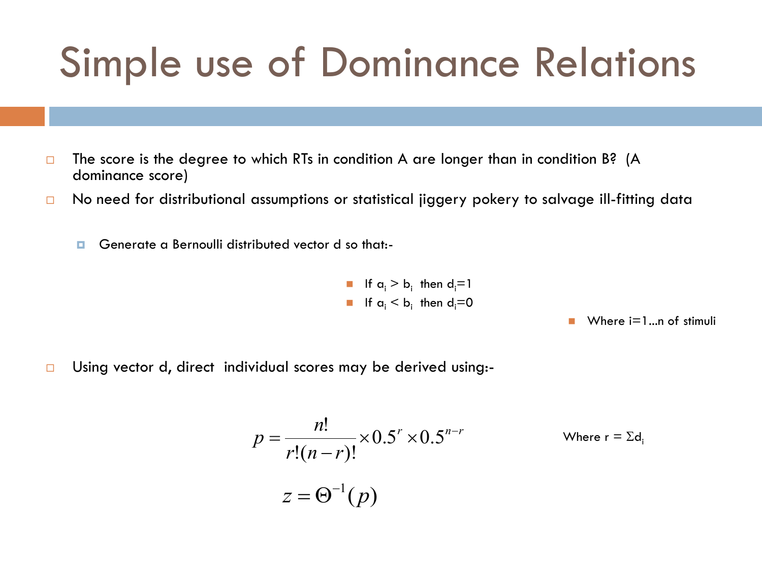# Simple use of Dominance Relations

- The score is the degree to which RTs in condition A are longer than in condition B? (A dominance score)
- No need for distributional assumptions or statistical jiggery pokery to salvage ill-fitting data
  - Generate a Bernoulli distributed vector d so that:-
    - If $a_i > b_i$ then $d_i=1$
    - If $a_i < b_i$ then $d_i=0$
      - Where i=1…n of stimuli
- Using vector d, direct individual scores may be derived using:-

$$p = \frac{n!}{r!(n-r)!} \times 0.5^{r} \times 0.5^{n-r}$$

Where $r = \Sigma d_i$

$$z = \Theta^{-1}(p)$$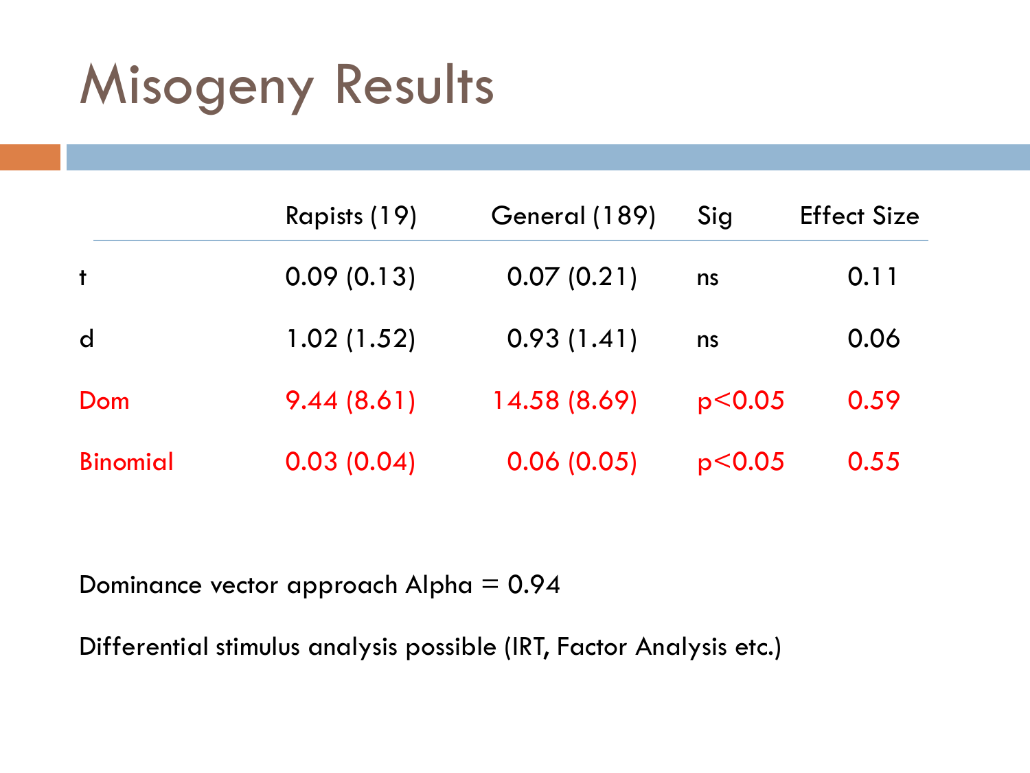# Misogeny Results

| | Rapists (19) | General (189) | Sig | Effect Size |
|---|---|---|---|---|
| t | 0.09 (0.13) | 0.07 (0.21) | ns | 0.11 |
| d | 1.02 (1.52) | 0.93 (1.41) | ns | 0.06 |
| Dom | 9.44 (8.61) | 14.58 (8.69) | $p<0.05$ | 0.59 |
| Binomial | 0.03 (0.04) | 0.06 (0.05) | $p<0.05$ | 0.55 |

Dominance vector approach Alpha = 0.94

Differential stimulus analysis possible (IRT, Factor Analysis etc.)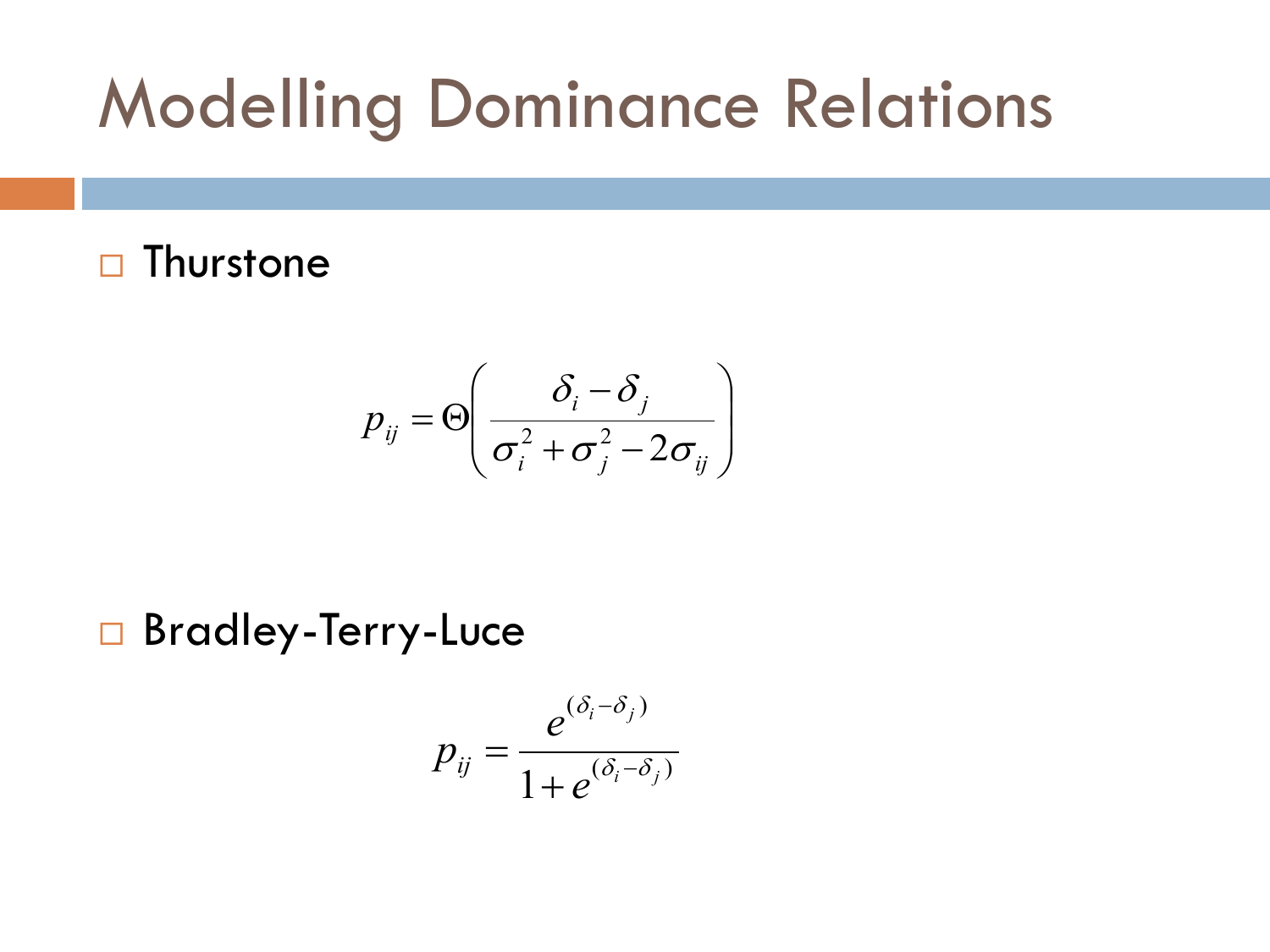# Modelling Dominance Relations

- Thurstone

$$p_{ij} = \Theta\left( \frac{\delta_i - \delta_j}{\sigma_i^2 + \sigma_j^2 - 2\sigma_{ij}} \right)$$

- Bradley-Terry-Luce

$$p_{ij} = \frac{e^{(\delta_i - \delta_j)}}{1 + e^{(\delta_i - \delta_j)}}$$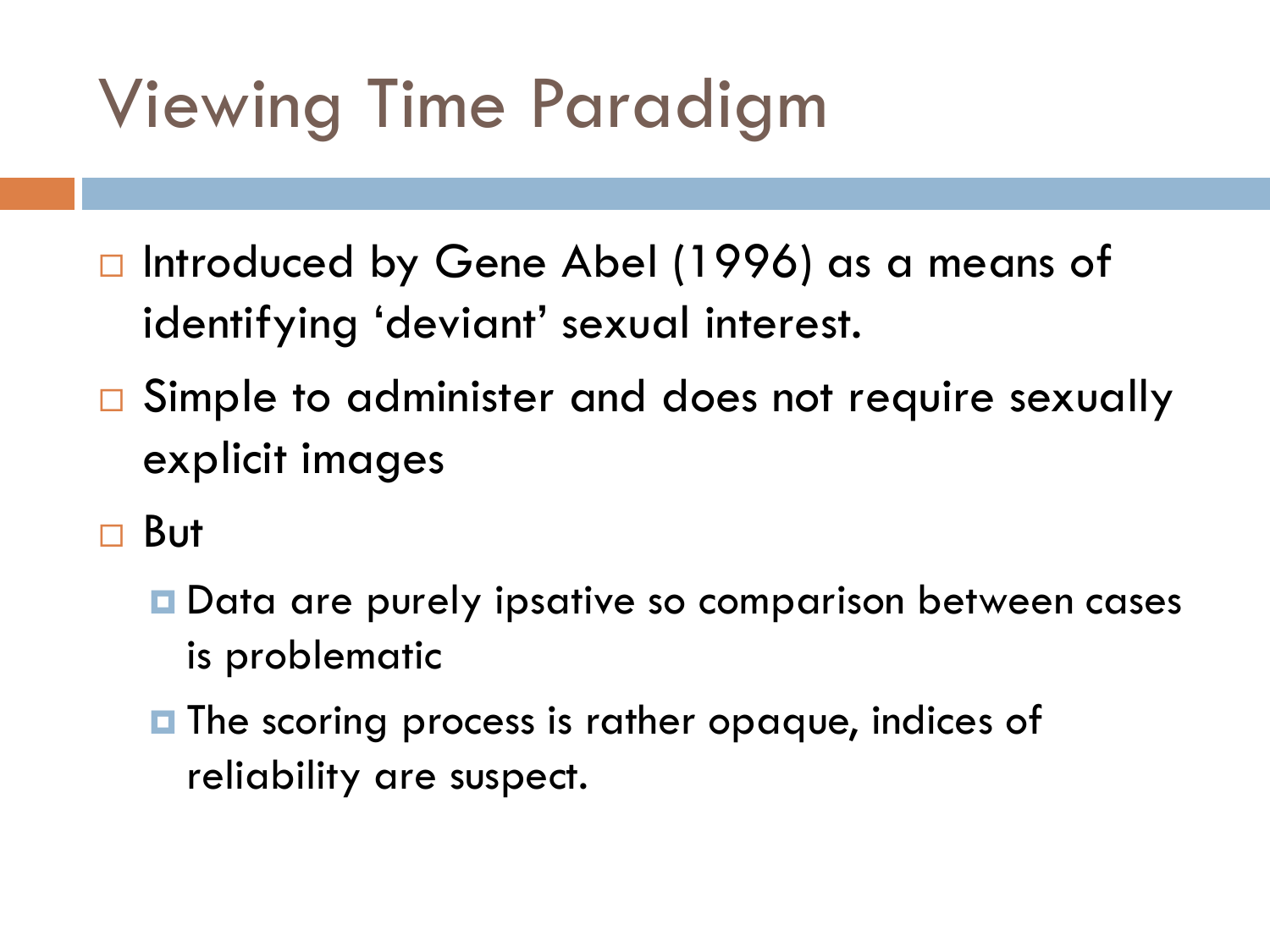# Viewing Time Paradigm

- Introduced by Gene Abel (1996) as a means of identifying 'deviant' sexual interest.
- Simple to administer and does not require sexually explicit images
- But
  - Data are purely ipsative so comparison between cases is problematic
  - The scoring process is rather opaque, indices of reliability are suspect.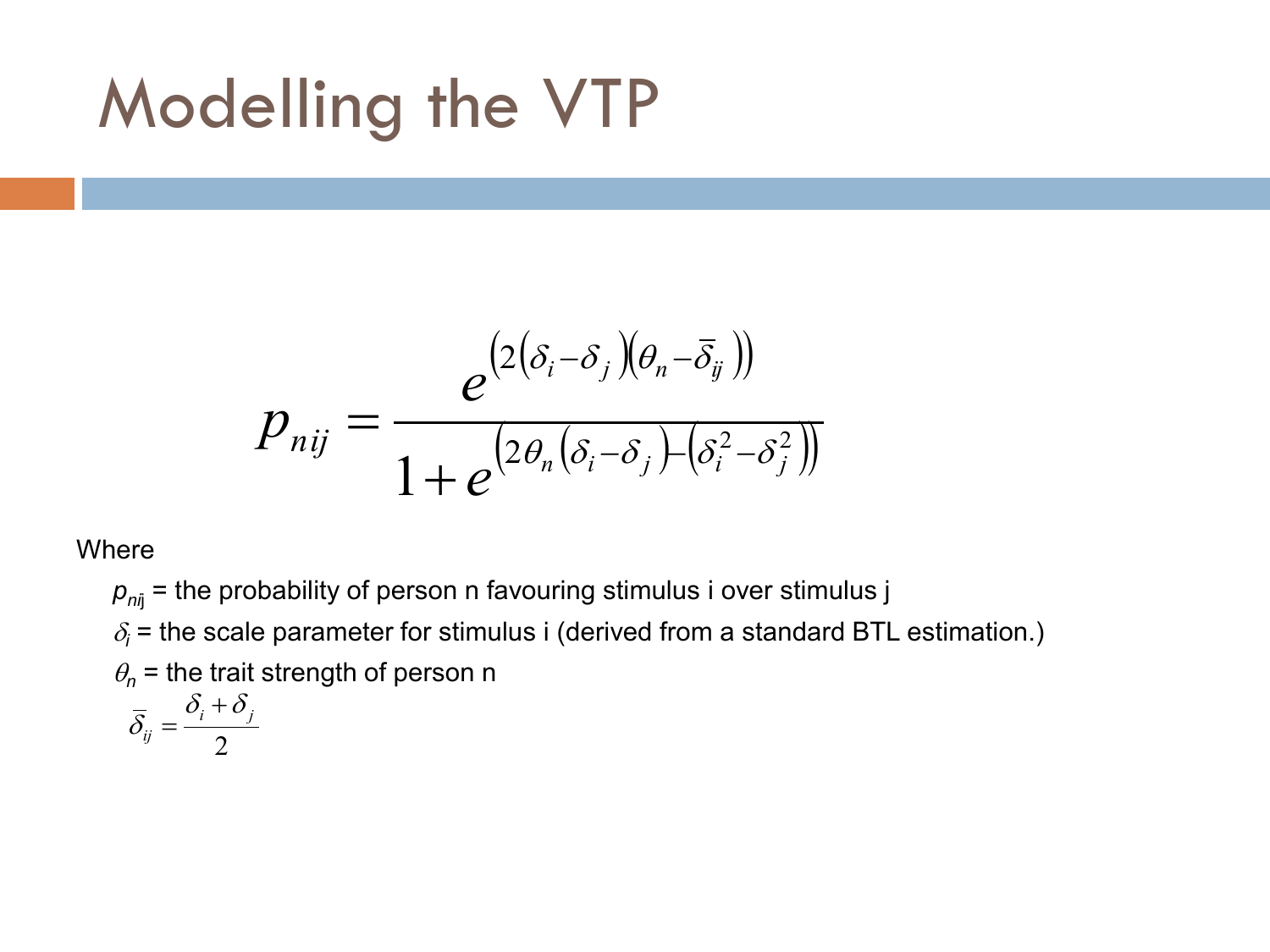# Modelling the VTP

$$p_{nij} = \frac{e^{\left(2\left(\delta_i - \delta_j\right)\left(\theta_n - \bar{\delta}_{ij}\right)\right)}}{1 + e^{\left(2\theta_n\left(\delta_i - \delta_j\right) - \left(\delta_i^2 - \delta_j^2\right)\right)}}$$

Where

- $p_{nij}$ = the probability of person n favouring stimulus i over stimulus j
- $\delta_i$ = the scale parameter for stimulus i (derived from a standard BTL estimation.)
- $\theta_n$ = the trait strength of person n
- $\bar{\delta}_{ij} = \frac{\delta_i + \delta_j}{2}$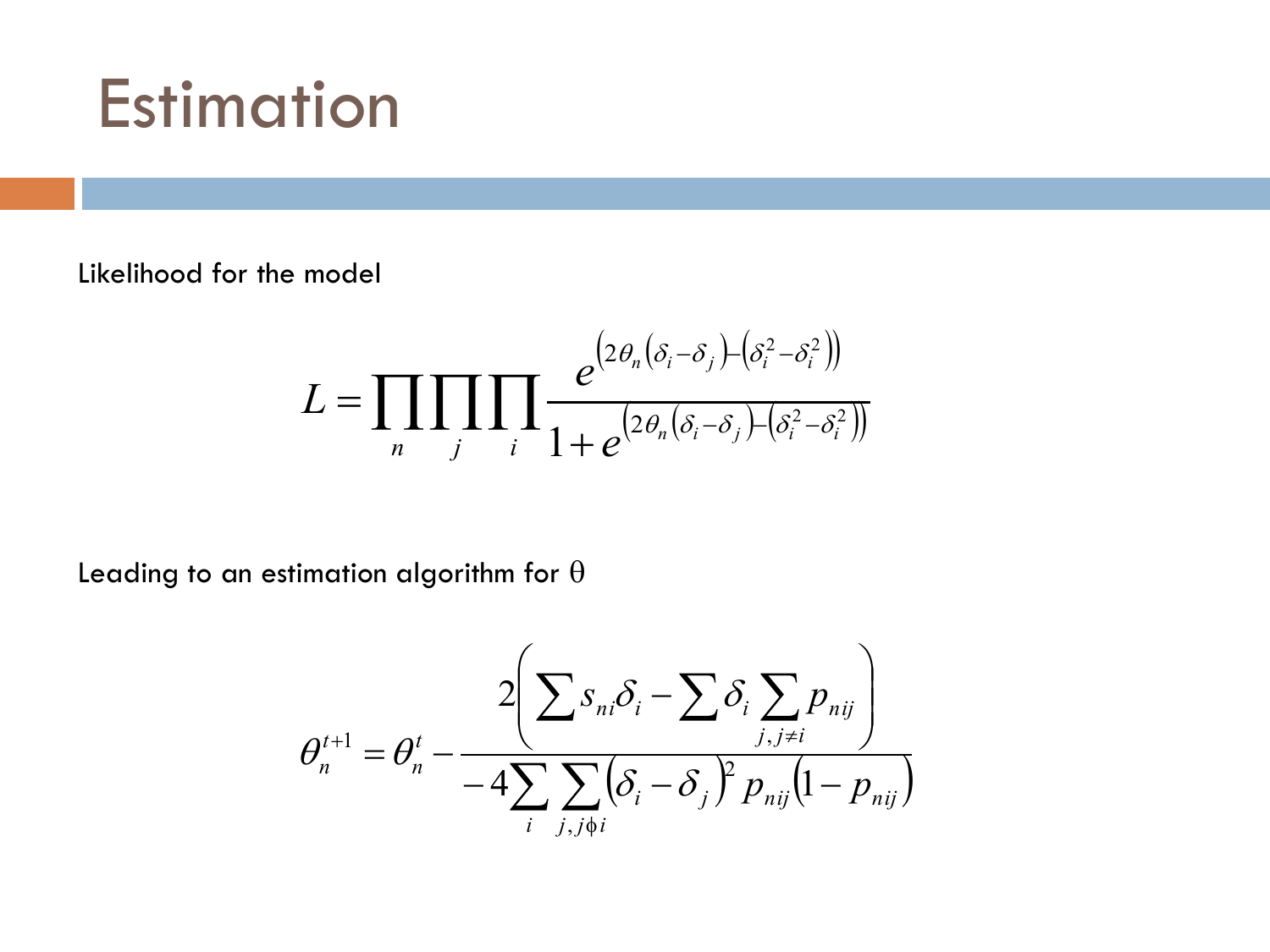# Estimation

Likelihood for the model

$$L = \prod_{n} \prod_{j} \prod_{i} \frac{e^{\left(2\theta_n\left(\delta_i - \delta_j\right) - \left(\delta_i^2 - \delta_i^2\right)\right)}}{1 + e^{\left(2\theta_n\left(\delta_i - \delta_j\right) - \left(\delta_i^2 - \delta_i^2\right)\right)}}$$

Leading to an estimation algorithm for θ

$$\theta_n^{t+1} = \theta_n^t - \frac{2\left(\sum s_{ni}\delta_i - \sum \delta_i \sum_{j, j \neq i} p_{nij}\right)}{-4\sum_{i} \sum_{j, j \phi i} \left(\delta_i - \delta_j\right)^2 p_{nij}\left(1 - p_{nij}\right)}$$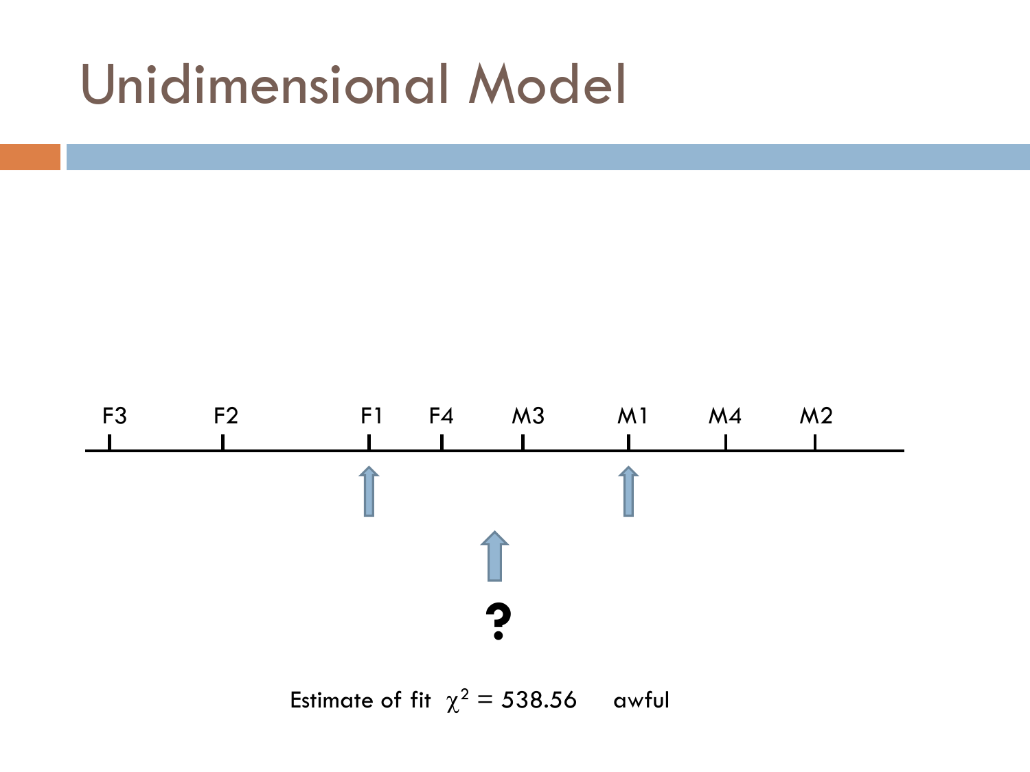# Unidimensional Model

F3 F2 F1 F4 M3 M1 M4 M2

?

Estimate of fit $\chi^2 = 538.56$ awful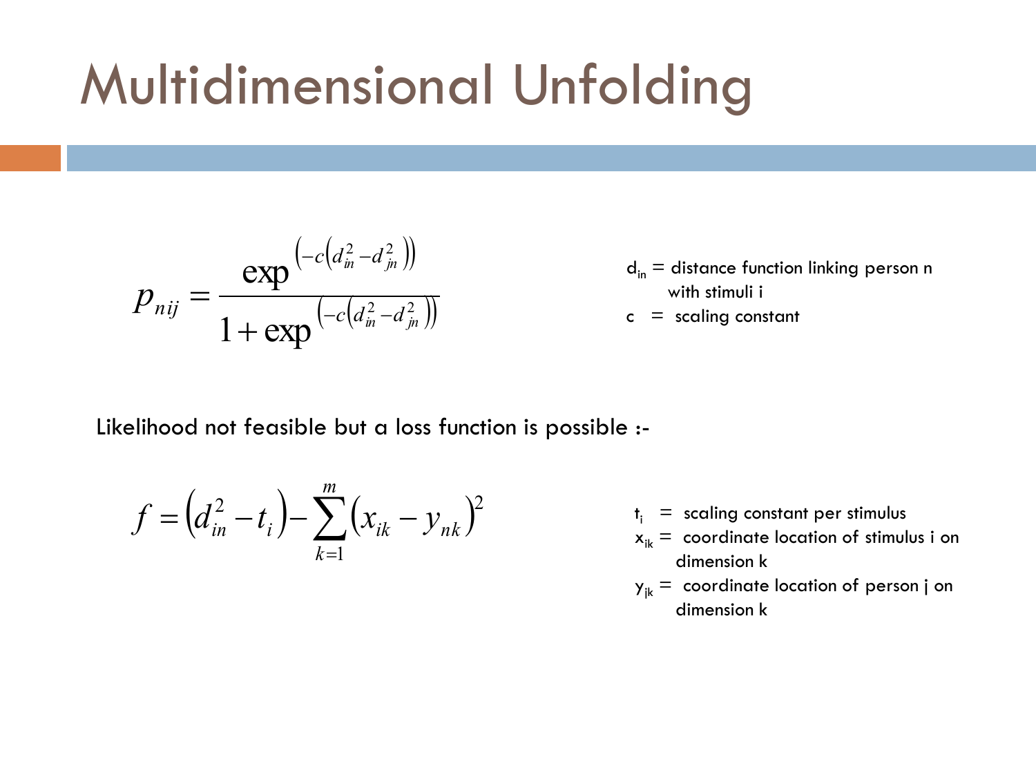# Multidimensional Unfolding

$$p_{nij} = \frac{\exp^{\left(-c\left(d_{in}^2 - d_{jn}^2\right)\right)}}{1 + \exp^{\left(-c\left(d_{in}^2 - d_{jn}^2\right)\right)}}$$

$d_{in}$ = distance function linking person n with stimuli i

c = scaling constant

Likelihood not feasible but a loss function is possible :-

$$f = \left(d_{in}^2 - t_i\right) - \sum_{k=1}^{m} \left(x_{ik} - y_{nk}\right)^2$$

$t_i$ = scaling constant per stimulus

$x_{ik}$ = coordinate location of stimulus i on dimension k

$y_{jk}$ = coordinate location of person j on dimension k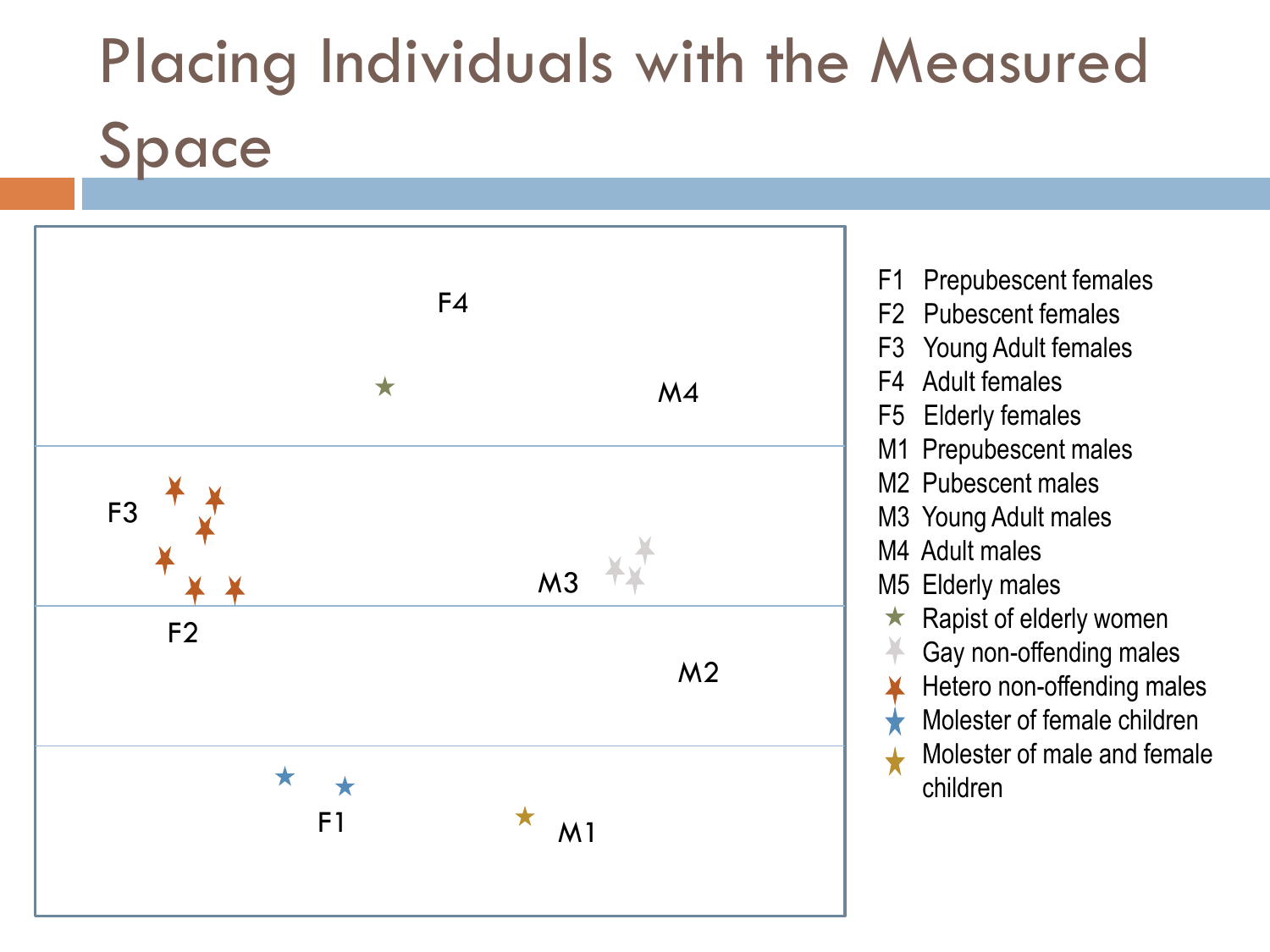# Placing Individuals with the Measured Space

F4

M4

F3

M3

F2

M2

F1

M1

- F1 Prepubescent females
- F2 Pubescent females
- F3 Young Adult females
- F4 Adult females
- F5 Elderly females
- M1 Prepubescent males
- M2 Pubescent males
- M3 Young Adult males
- M4 Adult males
- M5 Elderly males
- ★ Rapist of elderly women
- ★ Gay non-offending males
- ★ Hetero non-offending males
- ★ Molester of female children
- ★ Molester of male and female children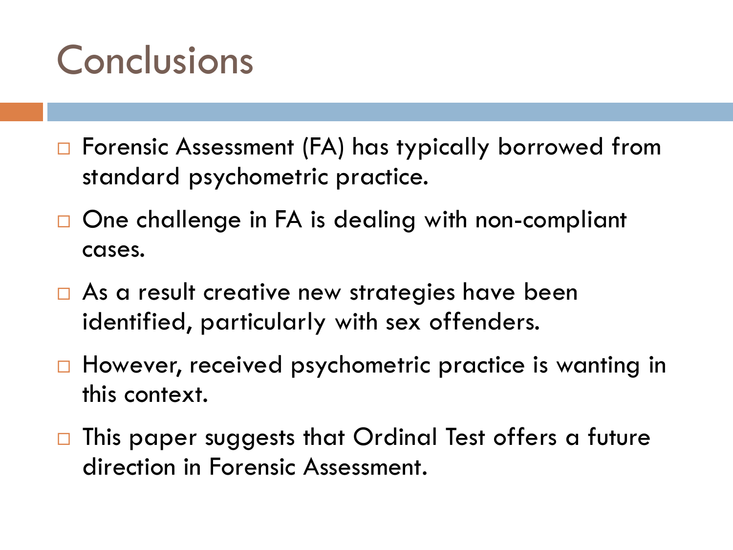# Conclusions

- Forensic Assessment (FA) has typically borrowed from standard psychometric practice.
- One challenge in FA is dealing with non-compliant cases.
- As a result creative new strategies have been identified, particularly with sex offenders.
- However, received psychometric practice is wanting in this context.
- This paper suggests that Ordinal Test offers a future direction in Forensic Assessment.